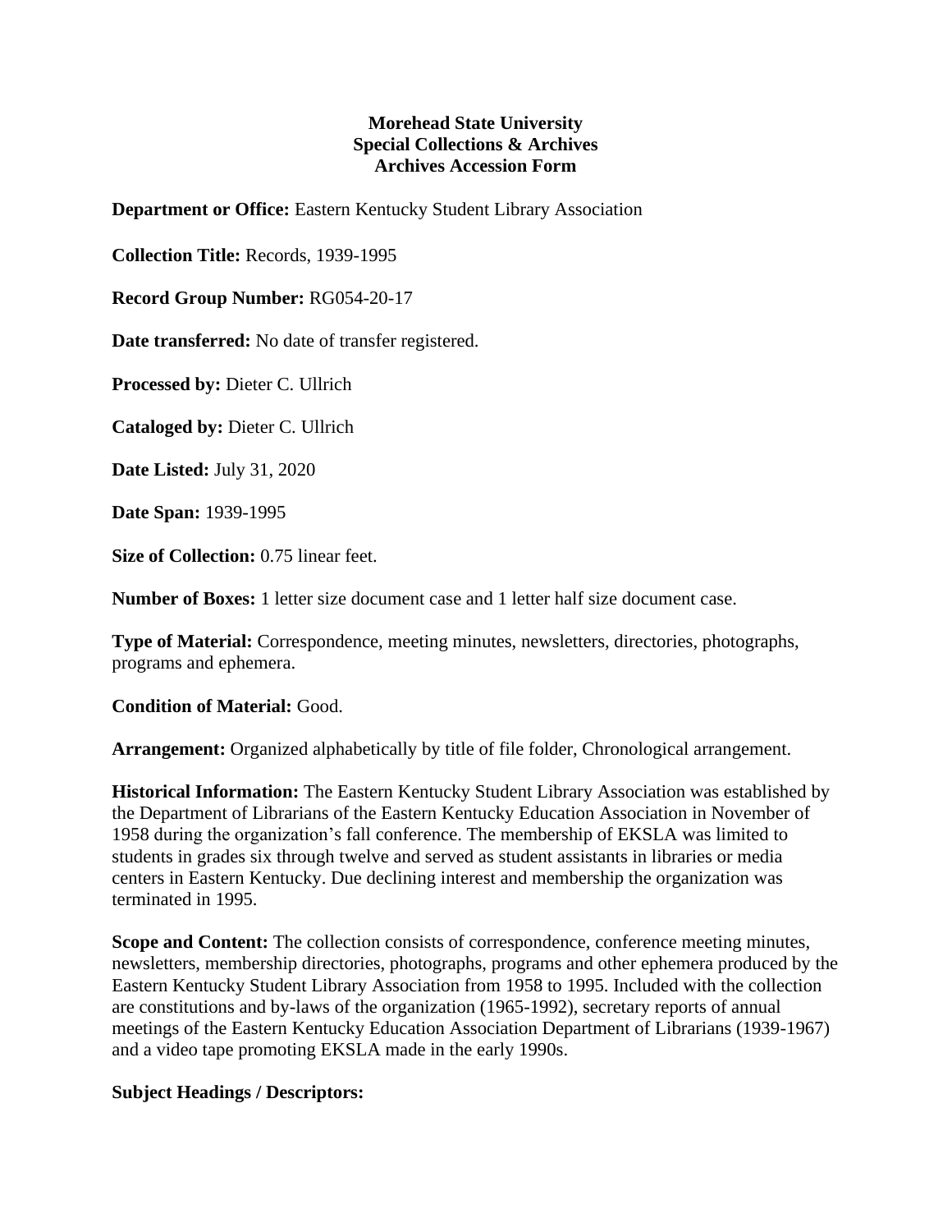**Morehead State University**
**Special Collections & Archives**
**Archives Accession Form**

**Department or Office:** Eastern Kentucky Student Library Association

**Collection Title:** Records, 1939-1995

**Record Group Number:** RG054-20-17

**Date transferred:** No date of transfer registered.

**Processed by:** Dieter C. Ullrich

**Cataloged by:** Dieter C. Ullrich

**Date Listed:** July 31, 2020

**Date Span:** 1939-1995

**Size of Collection:** 0.75 linear feet.

**Number of Boxes:** 1 letter size document case and 1 letter half size document case.

**Type of Material:** Correspondence, meeting minutes, newsletters, directories, photographs, programs and ephemera.

**Condition of Material:** Good.

**Arrangement:** Organized alphabetically by title of file folder, Chronological arrangement.

**Historical Information:** The Eastern Kentucky Student Library Association was established by the Department of Librarians of the Eastern Kentucky Education Association in November of 1958 during the organization's fall conference. The membership of EKSLA was limited to students in grades six through twelve and served as student assistants in libraries or media centers in Eastern Kentucky. Due declining interest and membership the organization was terminated in 1995.

**Scope and Content:** The collection consists of correspondence, conference meeting minutes, newsletters, membership directories, photographs, programs and other ephemera produced by the Eastern Kentucky Student Library Association from 1958 to 1995. Included with the collection are constitutions and by-laws of the organization (1965-1992), secretary reports of annual meetings of the Eastern Kentucky Education Association Department of Librarians (1939-1967) and a video tape promoting EKSLA made in the early 1990s.

**Subject Headings / Descriptors:**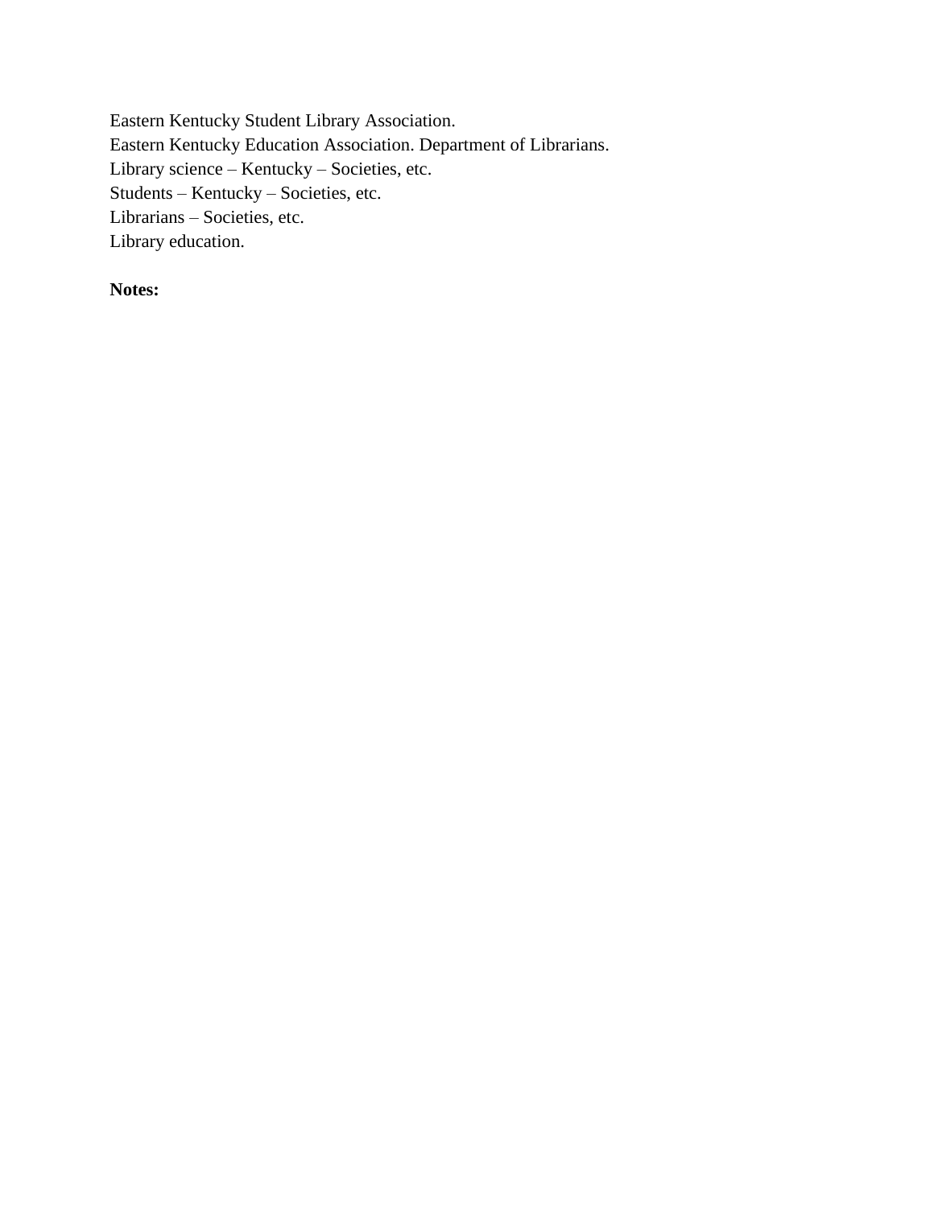Eastern Kentucky Student Library Association.
Eastern Kentucky Education Association. Department of Librarians.
Library science – Kentucky – Societies, etc.
Students – Kentucky – Societies, etc.
Librarians – Societies, etc.
Library education.

**Notes:**